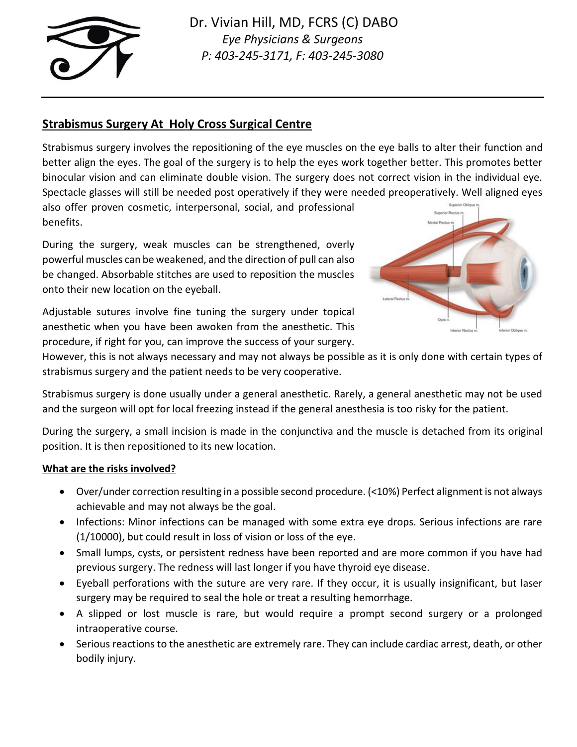Dr. Vivian Hill, MD, FCRS (C) DABO

*Eye Physicians & Surgeons*

*P: 403-245-3171, F: 403-245-3080*

## Strabismus Surgery At Holy Cross Surgical Centre

Strabismus surgery involves the repositioning of the eye muscles on the eye balls to alter their function and better align the eyes. The goal of the surgery is to help the eyes work together better. This promotes better binocular vision and can eliminate double vision. The surgery does not correct vision in the individual eye. Spectacle glasses will still be needed post operatively if they were needed preoperatively. Well aligned eyes also offer proven cosmetic, interpersonal, social, and professional benefits.

During the surgery, weak muscles can be strengthened, overly powerful muscles can be weakened, and the direction of pull can also be changed. Absorbable stitches are used to reposition the muscles onto their new location on the eyeball.

Adjustable sutures involve fine tuning the surgery under topical anesthetic when you have been awoken from the anesthetic. This procedure, if right for you, can improve the success of your surgery. However, this is not always necessary and may not always be possible as it is only done with certain types of strabismus surgery and the patient needs to be very cooperative.

Strabismus surgery is done usually under a general anesthetic. Rarely, a general anesthetic may not be used and the surgeon will opt for local freezing instead if the general anesthesia is too risky for the patient.

During the surgery, a small incision is made in the conjunctiva and the muscle is detached from its original position. It is then repositioned to its new location.

### What are the risks involved?

- Over/under correction resulting in a possible second procedure. (<10%) Perfect alignment is not always achievable and may not always be the goal.
- Infections: Minor infections can be managed with some extra eye drops. Serious infections are rare (1/10000), but could result in loss of vision or loss of the eye.
- Small lumps, cysts, or persistent redness have been reported and are more common if you have had previous surgery. The redness will last longer if you have thyroid eye disease.
- Eyeball perforations with the suture are very rare. If they occur, it is usually insignificant, but laser surgery may be required to seal the hole or treat a resulting hemorrhage.
- A slipped or lost muscle is rare, but would require a prompt second surgery or a prolonged intraoperative course.
- Serious reactions to the anesthetic are extremely rare. They can include cardiac arrest, death, or other bodily injury.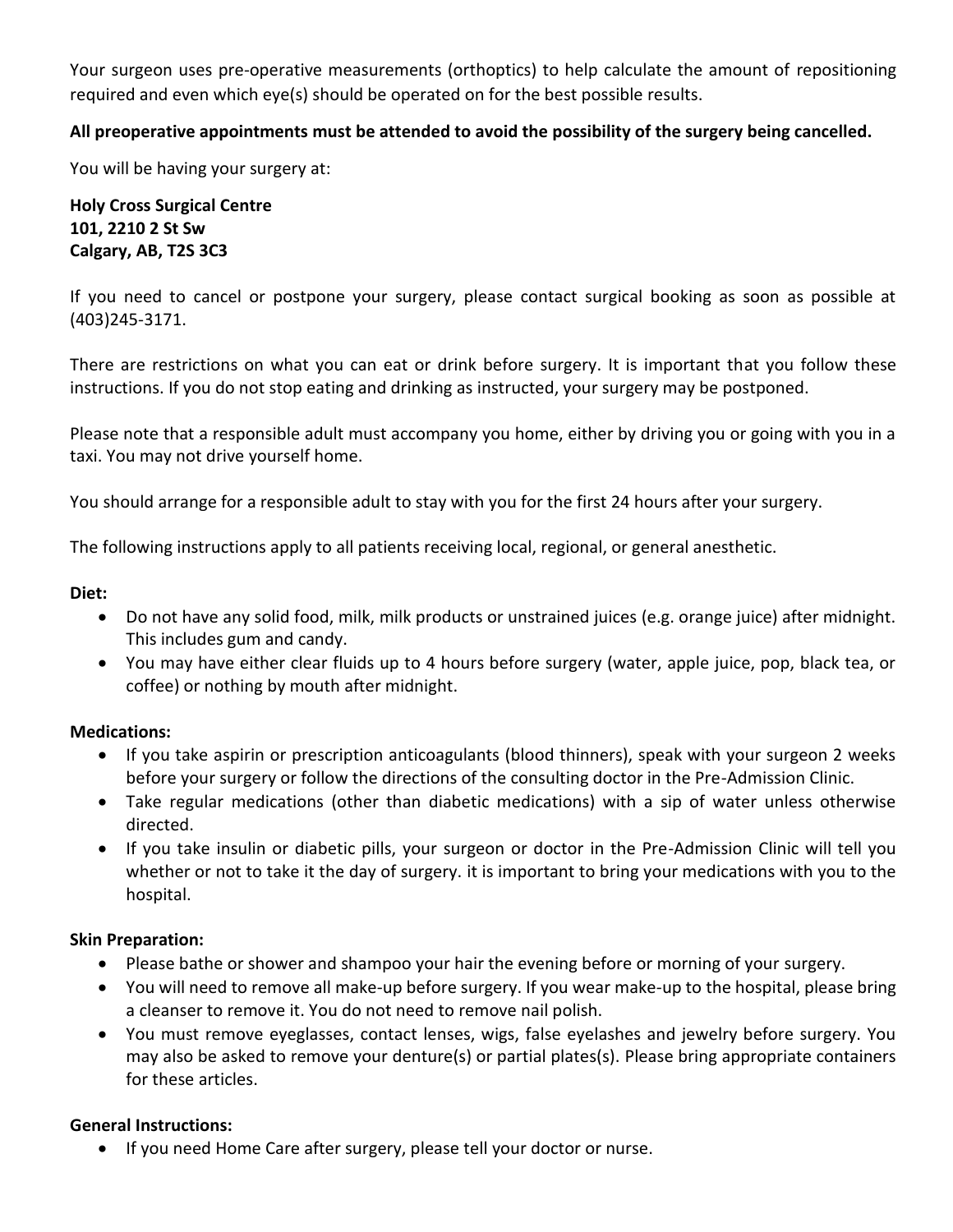Your surgeon uses pre-operative measurements (orthoptics) to help calculate the amount of repositioning required and even which eye(s) should be operated on for the best possible results.

**All preoperative appointments must be attended to avoid the possibility of the surgery being cancelled.**

You will be having your surgery at:

**Holy Cross Surgical Centre**
**101, 2210 2 St Sw**
**Calgary, AB, T2S 3C3**

If you need to cancel or postpone your surgery, please contact surgical booking as soon as possible at (403)245-3171.

There are restrictions on what you can eat or drink before surgery. It is important that you follow these instructions. If you do not stop eating and drinking as instructed, your surgery may be postponed.

Please note that a responsible adult must accompany you home, either by driving you or going with you in a taxi. You may not drive yourself home.

You should arrange for a responsible adult to stay with you for the first 24 hours after your surgery.

The following instructions apply to all patients receiving local, regional, or general anesthetic.

**Diet:**

- Do not have any solid food, milk, milk products or unstrained juices (e.g. orange juice) after midnight. This includes gum and candy.
- You may have either clear fluids up to 4 hours before surgery (water, apple juice, pop, black tea, or coffee) or nothing by mouth after midnight.

**Medications:**

- If you take aspirin or prescription anticoagulants (blood thinners), speak with your surgeon 2 weeks before your surgery or follow the directions of the consulting doctor in the Pre-Admission Clinic.
- Take regular medications (other than diabetic medications) with a sip of water unless otherwise directed.
- If you take insulin or diabetic pills, your surgeon or doctor in the Pre-Admission Clinic will tell you whether or not to take it the day of surgery. it is important to bring your medications with you to the hospital.

**Skin Preparation:**

- Please bathe or shower and shampoo your hair the evening before or morning of your surgery.
- You will need to remove all make-up before surgery. If you wear make-up to the hospital, please bring a cleanser to remove it. You do not need to remove nail polish.
- You must remove eyeglasses, contact lenses, wigs, false eyelashes and jewelry before surgery. You may also be asked to remove your denture(s) or partial plates(s). Please bring appropriate containers for these articles.

**General Instructions:**

- If you need Home Care after surgery, please tell your doctor or nurse.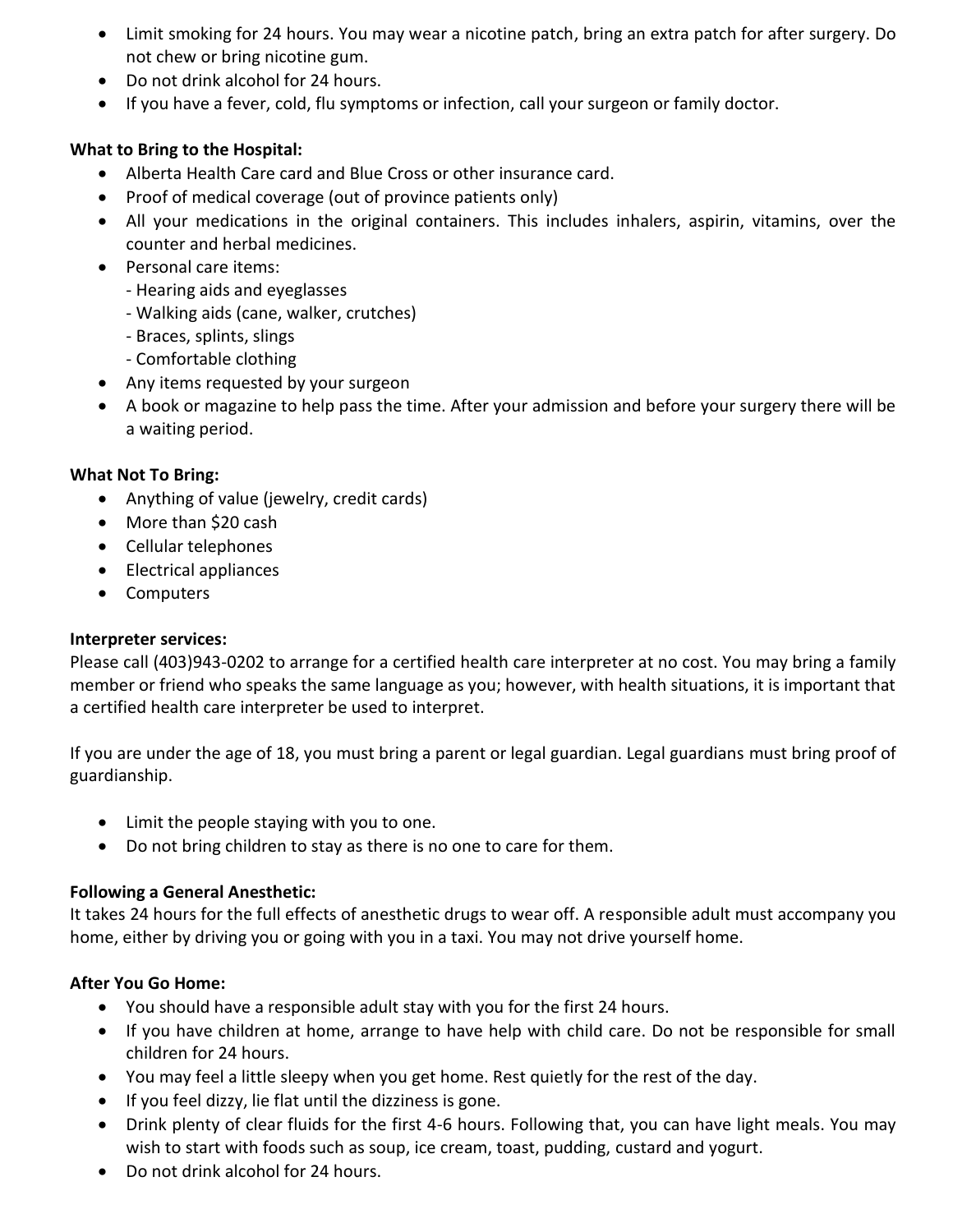- Limit smoking for 24 hours. You may wear a nicotine patch, bring an extra patch for after surgery. Do not chew or bring nicotine gum.
- Do not drink alcohol for 24 hours.
- If you have a fever, cold, flu symptoms or infection, call your surgeon or family doctor.

**What to Bring to the Hospital:**

- Alberta Health Care card and Blue Cross or other insurance card.
- Proof of medical coverage (out of province patients only)
- All your medications in the original containers. This includes inhalers, aspirin, vitamins, over the counter and herbal medicines.
- Personal care items:
  - Hearing aids and eyeglasses
  - Walking aids (cane, walker, crutches)
  - Braces, splints, slings
  - Comfortable clothing
- Any items requested by your surgeon
- A book or magazine to help pass the time. After your admission and before your surgery there will be a waiting period.

**What Not To Bring:**

- Anything of value (jewelry, credit cards)
- More than $20 cash
- Cellular telephones
- Electrical appliances
- Computers

**Interpreter services:**

Please call (403)943-0202 to arrange for a certified health care interpreter at no cost. You may bring a family member or friend who speaks the same language as you; however, with health situations, it is important that a certified health care interpreter be used to interpret.

If you are under the age of 18, you must bring a parent or legal guardian. Legal guardians must bring proof of guardianship.

- Limit the people staying with you to one.
- Do not bring children to stay as there is no one to care for them.

**Following a General Anesthetic:**

It takes 24 hours for the full effects of anesthetic drugs to wear off. A responsible adult must accompany you home, either by driving you or going with you in a taxi. You may not drive yourself home.

**After You Go Home:**

- You should have a responsible adult stay with you for the first 24 hours.
- If you have children at home, arrange to have help with child care. Do not be responsible for small children for 24 hours.
- You may feel a little sleepy when you get home. Rest quietly for the rest of the day.
- If you feel dizzy, lie flat until the dizziness is gone.
- Drink plenty of clear fluids for the first 4-6 hours. Following that, you can have light meals. You may wish to start with foods such as soup, ice cream, toast, pudding, custard and yogurt.
- Do not drink alcohol for 24 hours.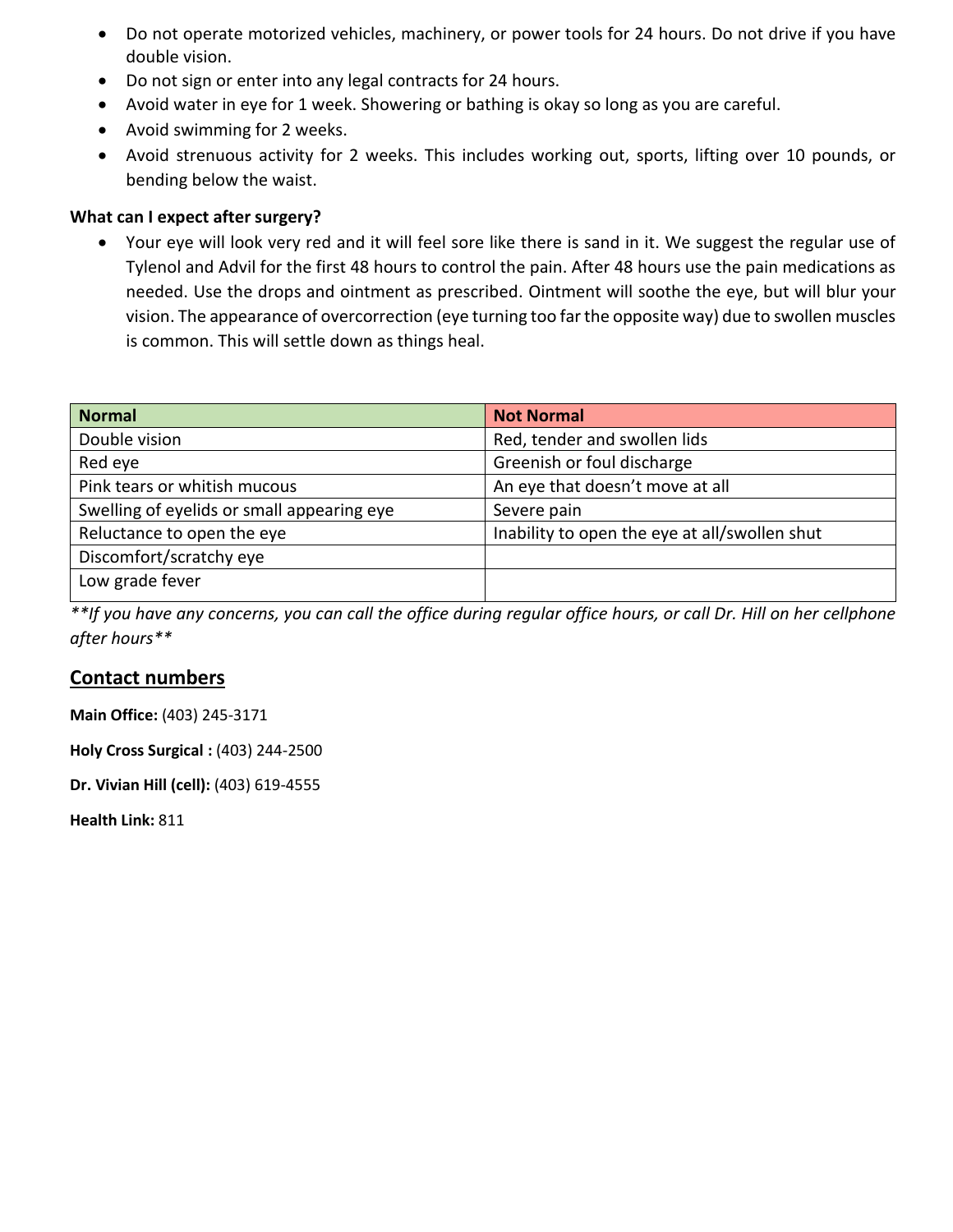- Do not operate motorized vehicles, machinery, or power tools for 24 hours. Do not drive if you have double vision.
- Do not sign or enter into any legal contracts for 24 hours.
- Avoid water in eye for 1 week. Showering or bathing is okay so long as you are careful.
- Avoid swimming for 2 weeks.
- Avoid strenuous activity for 2 weeks. This includes working out, sports, lifting over 10 pounds, or bending below the waist.

**What can I expect after surgery?**

- Your eye will look very red and it will feel sore like there is sand in it. We suggest the regular use of Tylenol and Advil for the first 48 hours to control the pain. After 48 hours use the pain medications as needed. Use the drops and ointment as prescribed. Ointment will soothe the eye, but will blur your vision. The appearance of overcorrection (eye turning too far the opposite way) due to swollen muscles is common. This will settle down as things heal.

| Normal | Not Normal |
| --- | --- |
| Double vision | Red, tender and swollen lids |
| Red eye | Greenish or foul discharge |
| Pink tears or whitish mucous | An eye that doesn't move at all |
| Swelling of eyelids or small appearing eye | Severe pain |
| Reluctance to open the eye | Inability to open the eye at all/swollen shut |
| Discomfort/scratchy eye | |
| Low grade fever | |

***If you have any concerns, you can call the office during regular office hours, or call Dr. Hill on her cellphone after hours***

## Contact numbers

**Main Office:** (403) 245-3171

**Holy Cross Surgical :** (403) 244-2500

**Dr. Vivian Hill (cell):** (403) 619-4555

**Health Link:** 811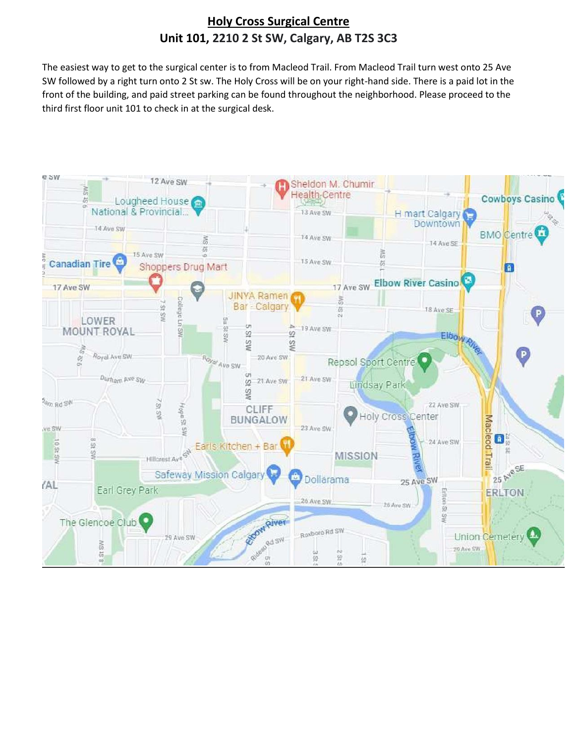# **Holy Cross Surgical Centre**

**Unit 101, 2210 2 St SW, Calgary, AB T2S 3C3**

The easiest way to get to the surgical center is to from Macleod Trail. From Macleod Trail turn west onto 25 Ave SW followed by a right turn onto 2 St sw. The Holy Cross will be on your right-hand side. There is a paid lot in the front of the building, and paid street parking can be found throughout the neighborhood. Please proceed to the third first floor unit 101 to check in at the surgical desk.